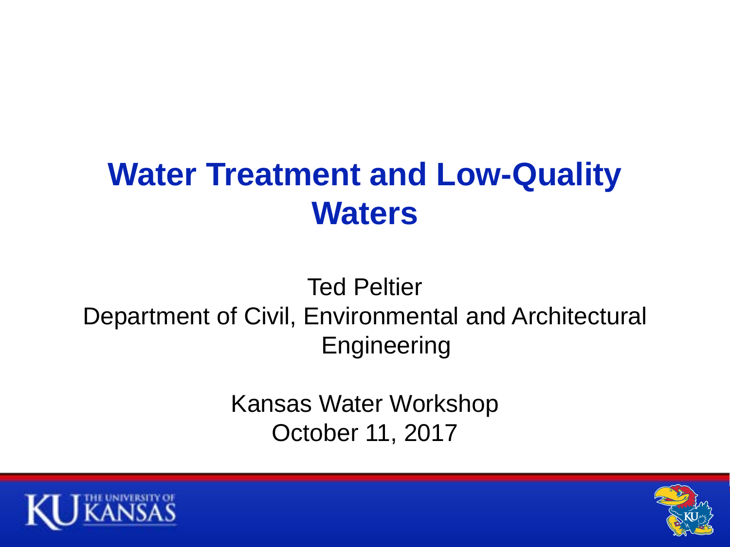# Water Treatment and Low-Quality Waters

Ted Peltier
Department of Civil, Environmental and Architectural Engineering

Kansas Water Workshop
October 11, 2017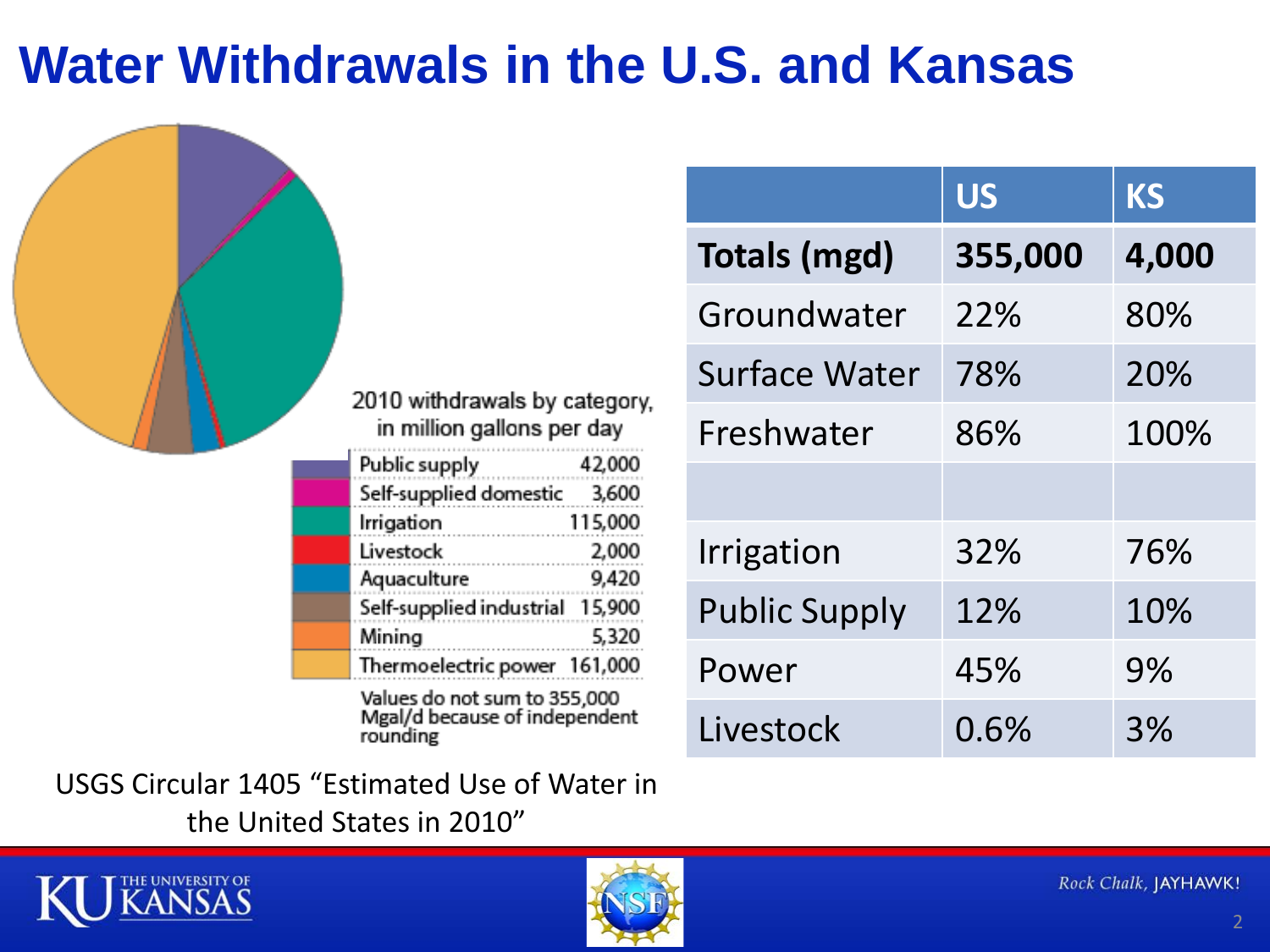# Water Withdrawals in the U.S. and Kansas

2010 withdrawals by category, in million gallons per day

| Category | Mgal/d |
|---|---|
| Public supply | 42,000 |
| Self-supplied domestic | 3,600 |
| Irrigation | 115,000 |
| Livestock | 2,000 |
| Aquaculture | 9,420 |
| Self-supplied industrial | 15,900 |
| Mining | 5,320 |
| Thermoelectric power | 161,000 |

Values do not sum to 355,000 Mgal/d because of independent rounding

USGS Circular 1405 "Estimated Use of Water in the United States in 2010"

| | US | KS |
|---|---|---|
| **Totals (mgd)** | **355,000** | **4,000** |
| Groundwater | 22% | 80% |
| Surface Water | 78% | 20% |
| Freshwater | 86% | 100% |
| | | |
| Irrigation | 32% | 76% |
| Public Supply | 12% | 10% |
| Power | 45% | 9% |
| Livestock | 0.6% | 3% |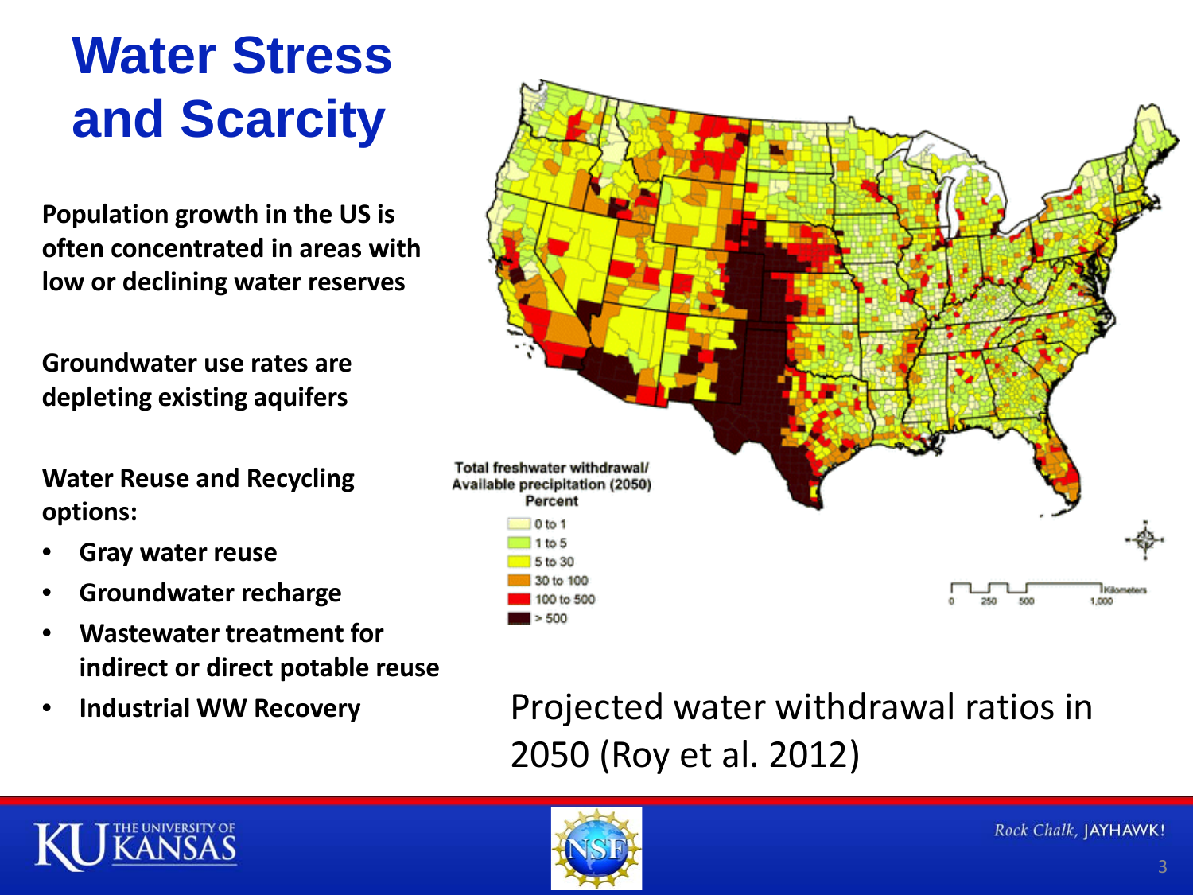# Water Stress and Scarcity

**Population growth in the US is often concentrated in areas with low or declining water reserves**

**Groundwater use rates are depleting existing aquifers**

**Water Reuse and Recycling options:**

- **Gray water reuse**
- **Groundwater recharge**
- **Wastewater treatment for indirect or direct potable reuse**
- **Industrial WW Recovery**

Total freshwater withdrawal/ Available precipitation (2050) Percent

- 0 to 1
- 1 to 5
- 5 to 30
- 30 to 100
- 100 to 500
- > 500

Projected water withdrawal ratios in 2050 (Roy et al. 2012)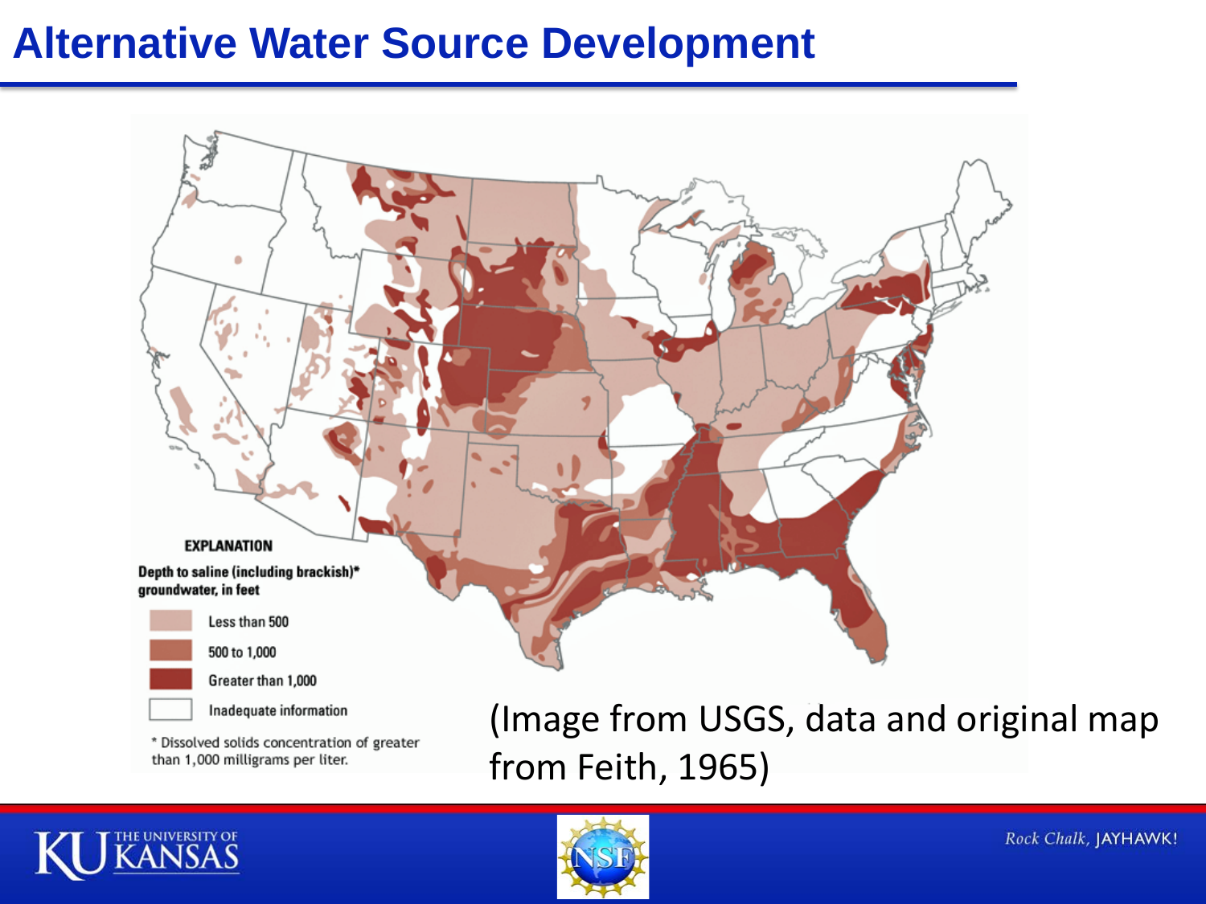# Alternative Water Source Development

**EXPLANATION**

**Depth to saline (including brackish)* groundwater, in feet**

- Less than 500
- 500 to 1,000
- Greater than 1,000
- Inadequate information

* Dissolved solids concentration of greater than 1,000 milligrams per liter.

(Image from USGS, data and original map from Feith, 1965)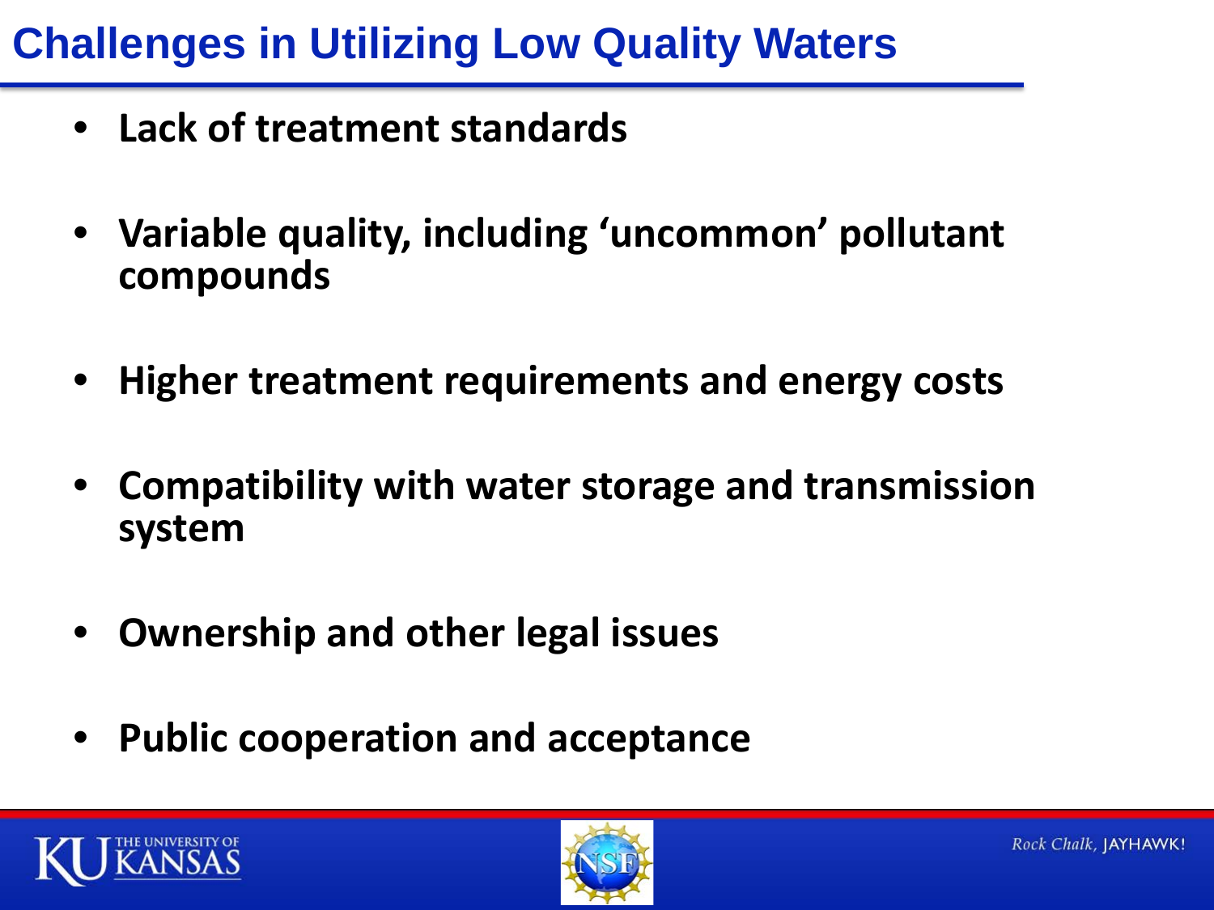# Challenges in Utilizing Low Quality Waters

- **Lack of treatment standards**
- **Variable quality, including 'uncommon' pollutant compounds**
- **Higher treatment requirements and energy costs**
- **Compatibility with water storage and transmission system**
- **Ownership and other legal issues**
- **Public cooperation and acceptance**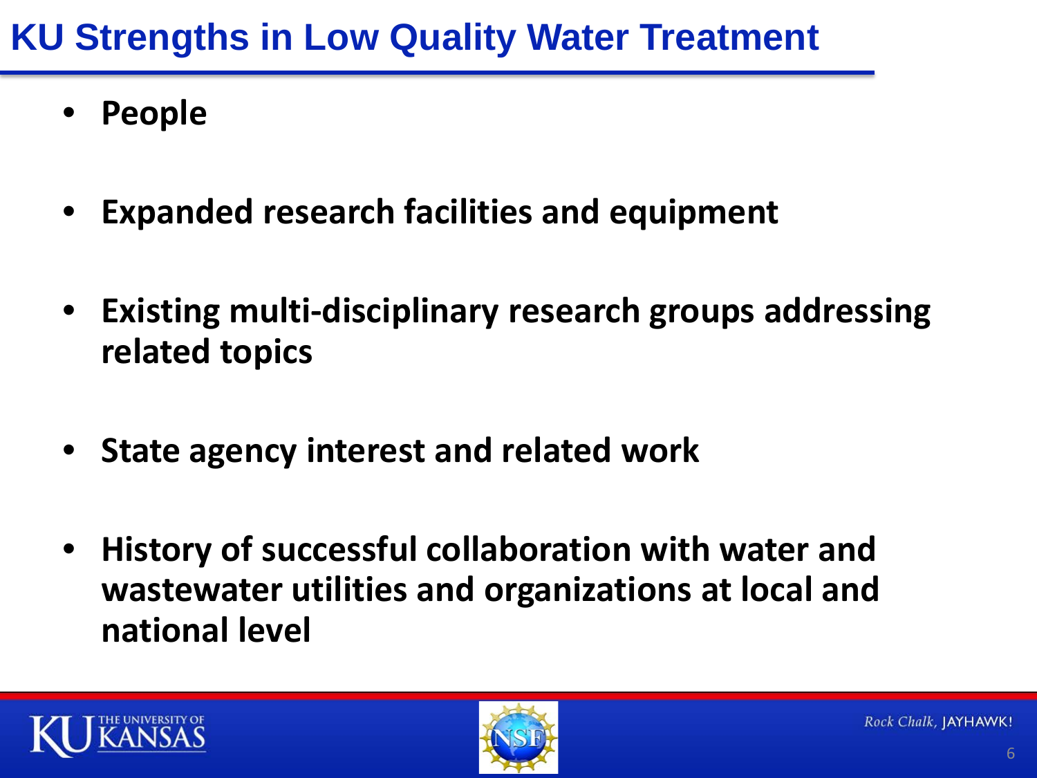# KU Strengths in Low Quality Water Treatment

- **People**
- **Expanded research facilities and equipment**
- **Existing multi-disciplinary research groups addressing related topics**
- **State agency interest and related work**
- **History of successful collaboration with water and wastewater utilities and organizations at local and national level**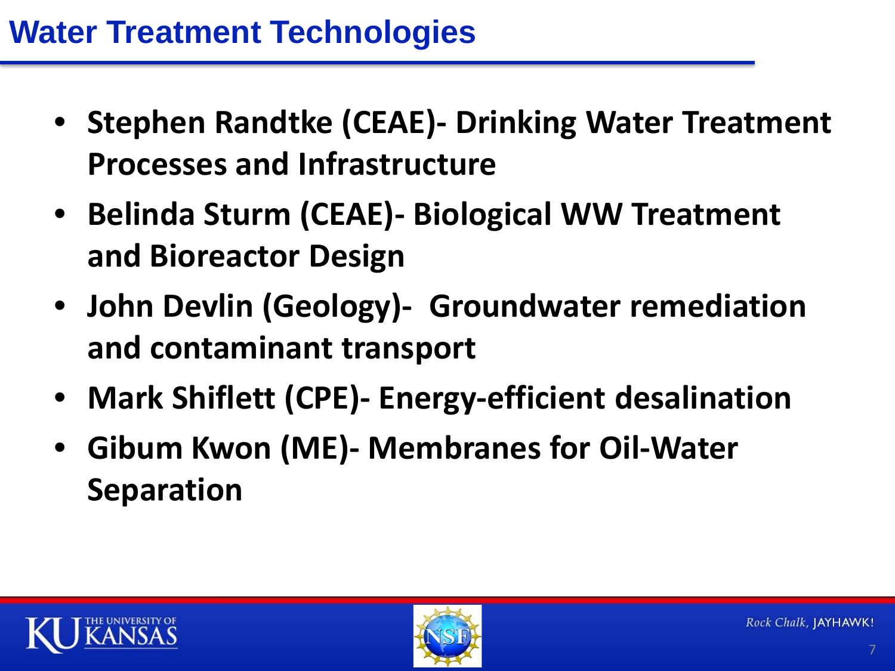# Water Treatment Technologies

- **Stephen Randtke (CEAE)- Drinking Water Treatment Processes and Infrastructure**
- **Belinda Sturm (CEAE)- Biological WW Treatment and Bioreactor Design**
- **John Devlin (Geology)- Groundwater remediation and contaminant transport**
- **Mark Shiflett (CPE)- Energy-efficient desalination**
- **Gibum Kwon (ME)- Membranes for Oil-Water Separation**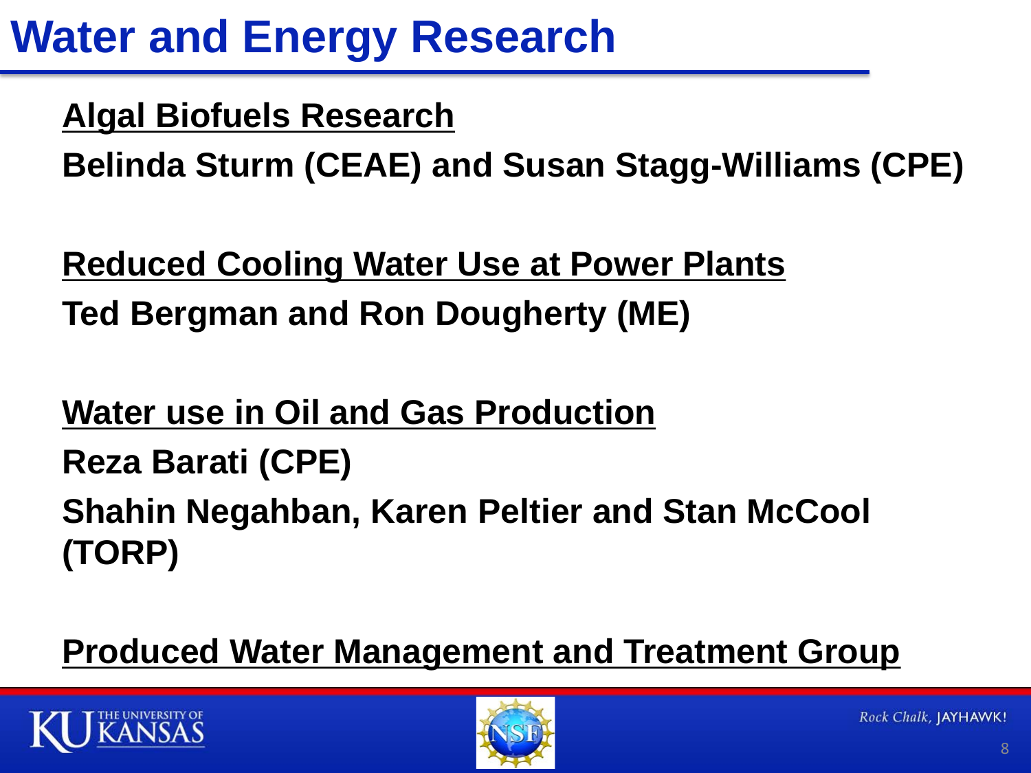# Water and Energy Research

**Algal Biofuels Research**

**Belinda Sturm (CEAE) and Susan Stagg-Williams (CPE)**

**Reduced Cooling Water Use at Power Plants**

**Ted Bergman and Ron Dougherty (ME)**

**Water use in Oil and Gas Production**

**Reza Barati (CPE)**

**Shahin Negahban, Karen Peltier and Stan McCool (TORP)**

**Produced Water Management and Treatment Group**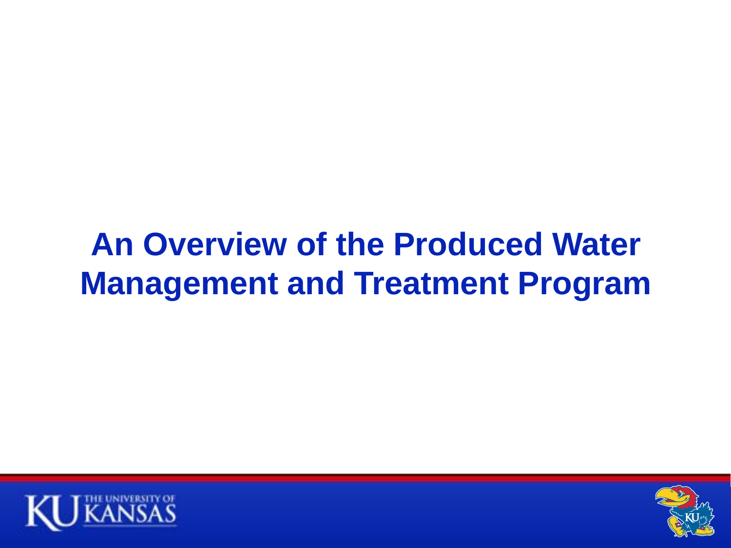# An Overview of the Produced Water Management and Treatment Program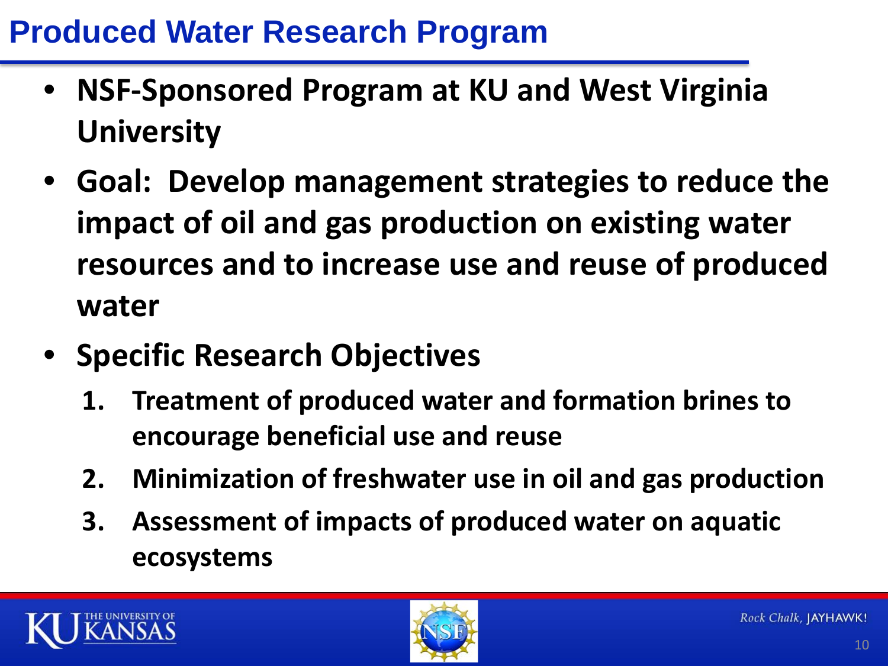# Produced Water Research Program

- **NSF-Sponsored Program at KU and West Virginia University**
- **Goal: Develop management strategies to reduce the impact of oil and gas production on existing water resources and to increase use and reuse of produced water**
- **Specific Research Objectives**
  1. **Treatment of produced water and formation brines to encourage beneficial use and reuse**
  2. **Minimization of freshwater use in oil and gas production**
  3. **Assessment of impacts of produced water on aquatic ecosystems**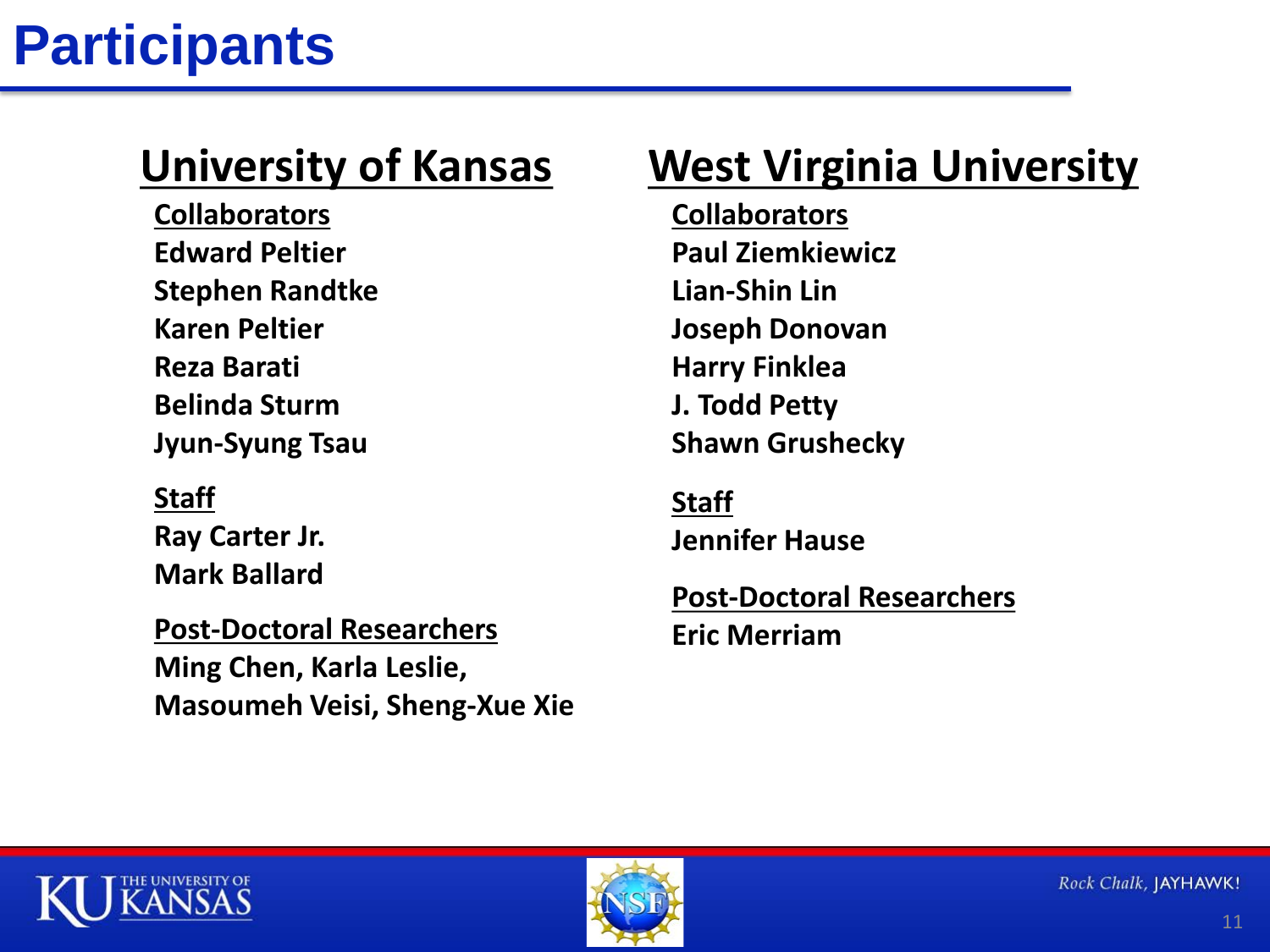# Participants

## University of Kansas

**Collaborators**

Edward Peltier
Stephen Randtke
Karen Peltier
Reza Barati
Belinda Sturm
Jyun-Syung Tsau

**Staff**

Ray Carter Jr.
Mark Ballard

**Post-Doctoral Researchers**

Ming Chen, Karla Leslie,
Masoumeh Veisi, Sheng-Xue Xie

## West Virginia University

**Collaborators**

Paul Ziemkiewicz
Lian-Shin Lin
Joseph Donovan
Harry Finklea
J. Todd Petty
Shawn Grushecky

**Staff**

Jennifer Hause

**Post-Doctoral Researchers**

Eric Merriam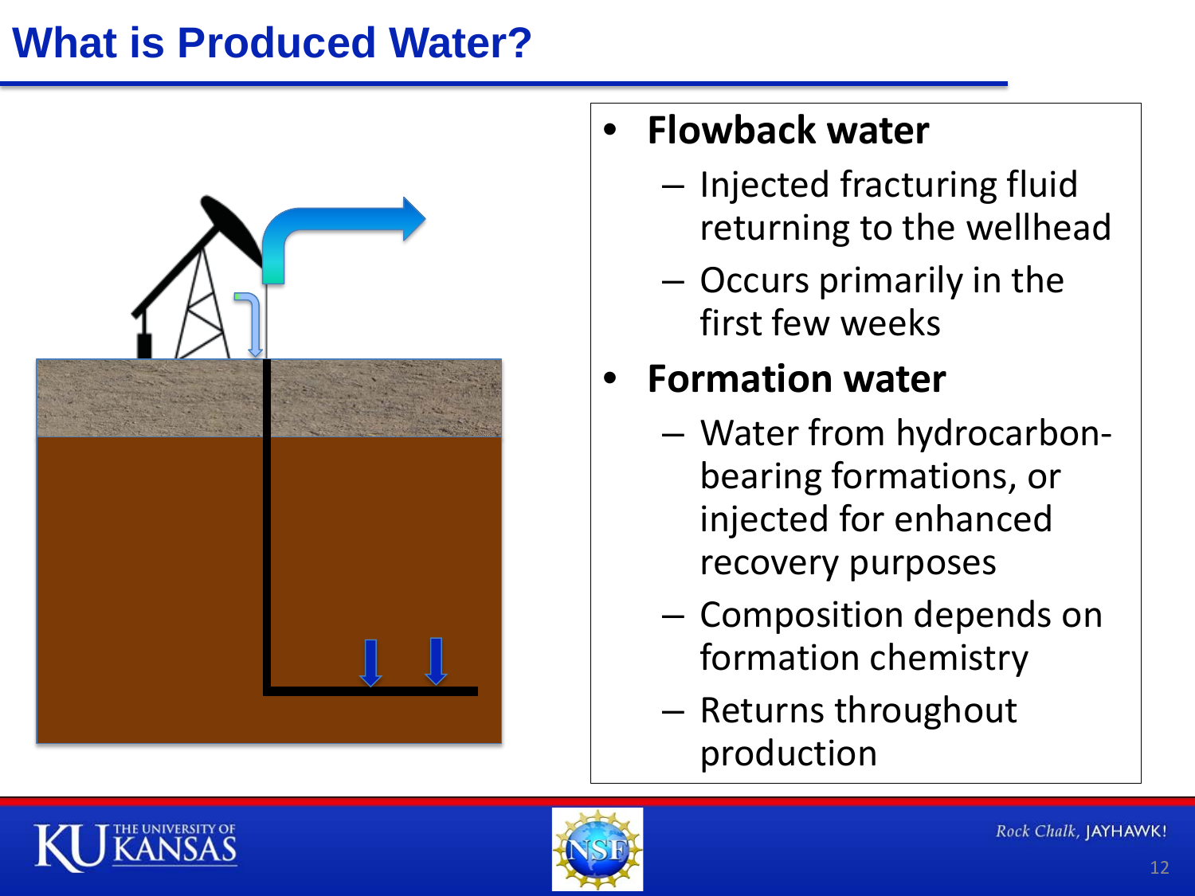# What is Produced Water?

- **Flowback water**
  - Injected fracturing fluid returning to the wellhead
  - Occurs primarily in the first few weeks
- **Formation water**
  - Water from hydrocarbon-bearing formations, or injected for enhanced recovery purposes
  - Composition depends on formation chemistry
  - Returns throughout production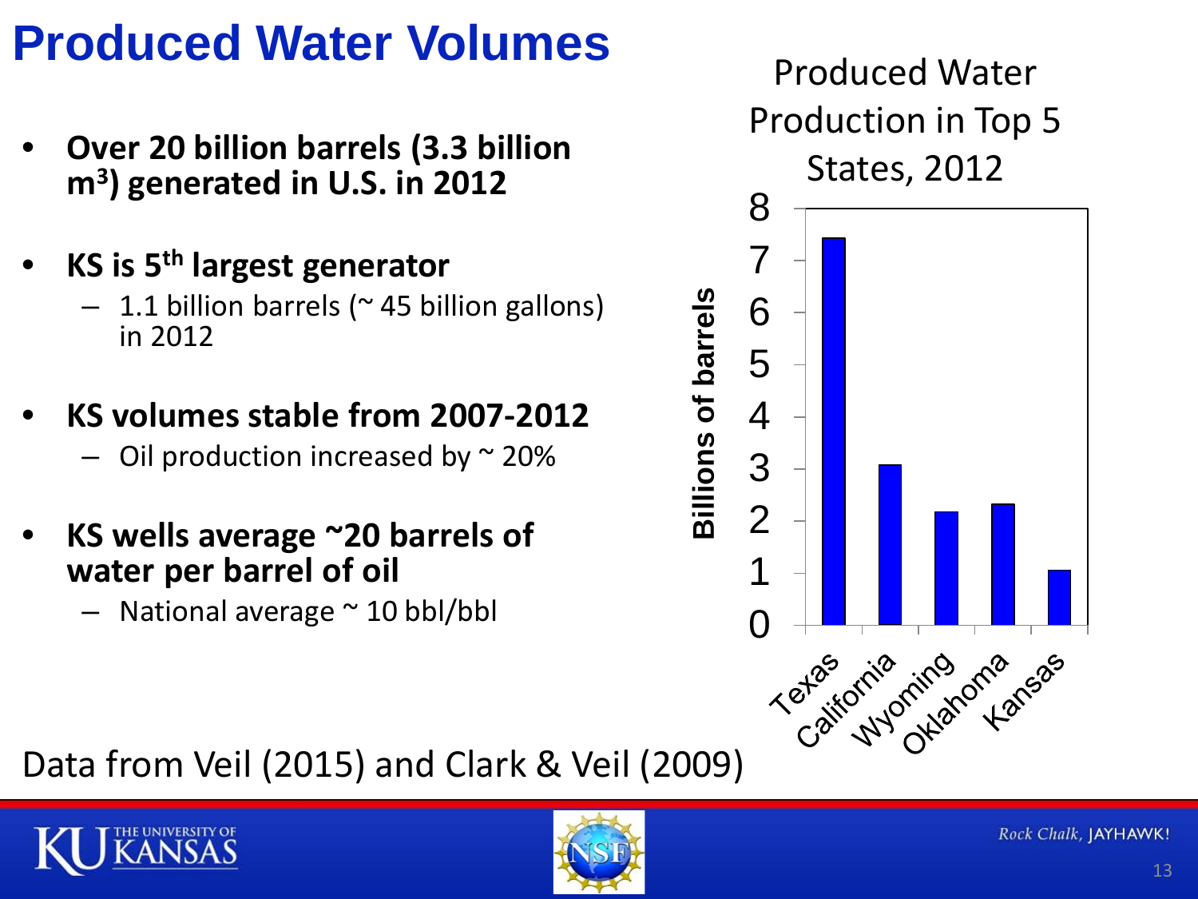# Produced Water Volumes

- **Over 20 billion barrels (3.3 billion m$^3$) generated in U.S. in 2012**
- **KS is 5th largest generator**
  - 1.1 billion barrels (~ 45 billion gallons) in 2012
- **KS volumes stable from 2007-2012**
  - Oil production increased by ~ 20%
- **KS wells average ~20 barrels of water per barrel of oil**
  - National average ~ 10 bbl/bbl

Produced Water Production in Top 5 States, 2012

| State | Billions of barrels |
| --- | --- |
| Texas | ~7.4 |
| California | ~3.1 |
| Wyoming | ~2.2 |
| Oklahoma | ~2.3 |
| Kansas | ~1.1 |

Data from Veil (2015) and Clark & Veil (2009)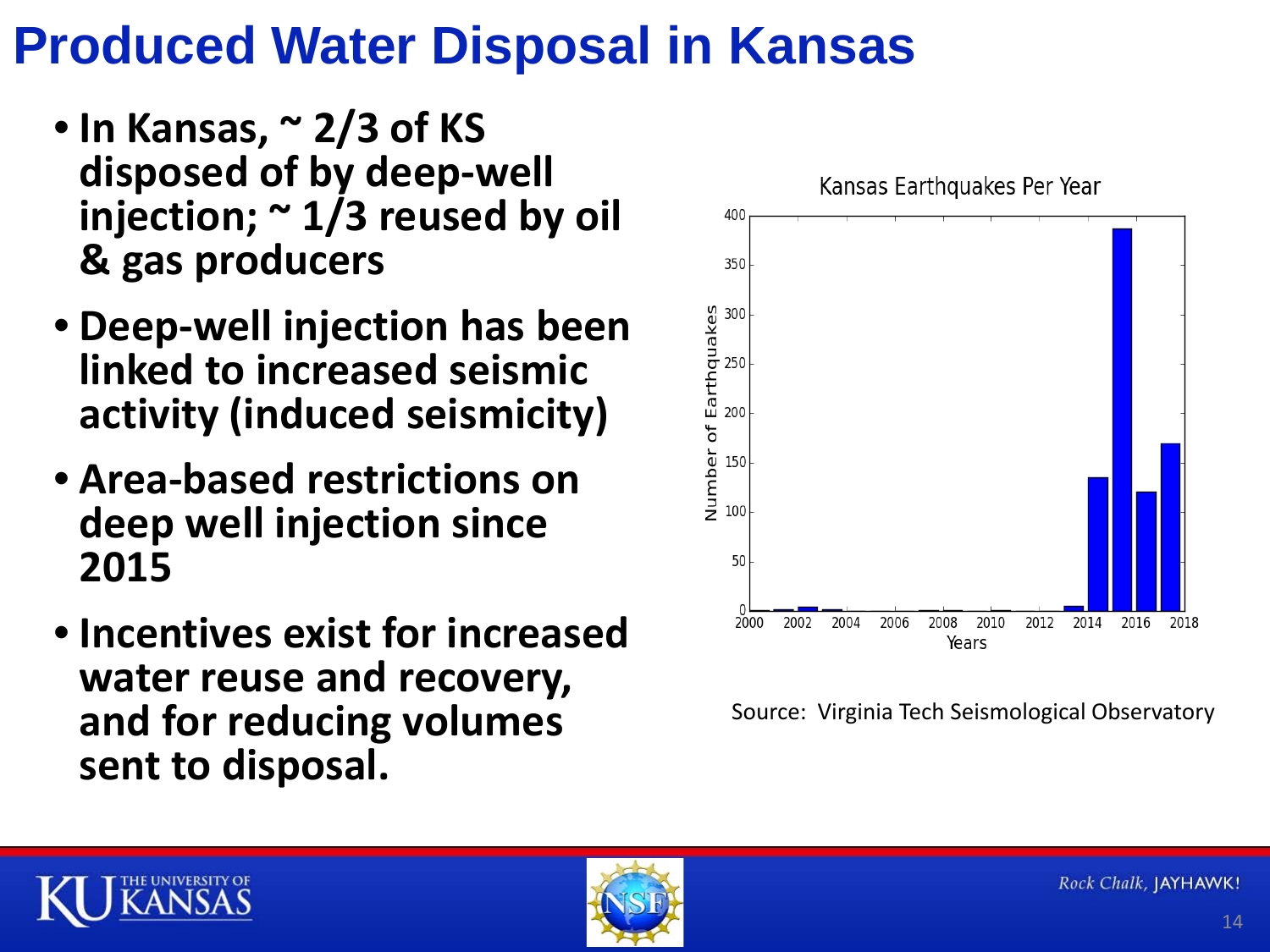# Produced Water Disposal in Kansas

- **In Kansas, ~ 2/3 of KS disposed of by deep-well injection; ~ 1/3 reused by oil & gas producers**
- **Deep-well injection has been linked to increased seismic activity (induced seismicity)**
- **Area-based restrictions on deep well injection since 2015**
- **Incentives exist for increased water reuse and recovery, and for reducing volumes sent to disposal.**

Kansas Earthquakes Per Year

Source: Virginia Tech Seismological Observatory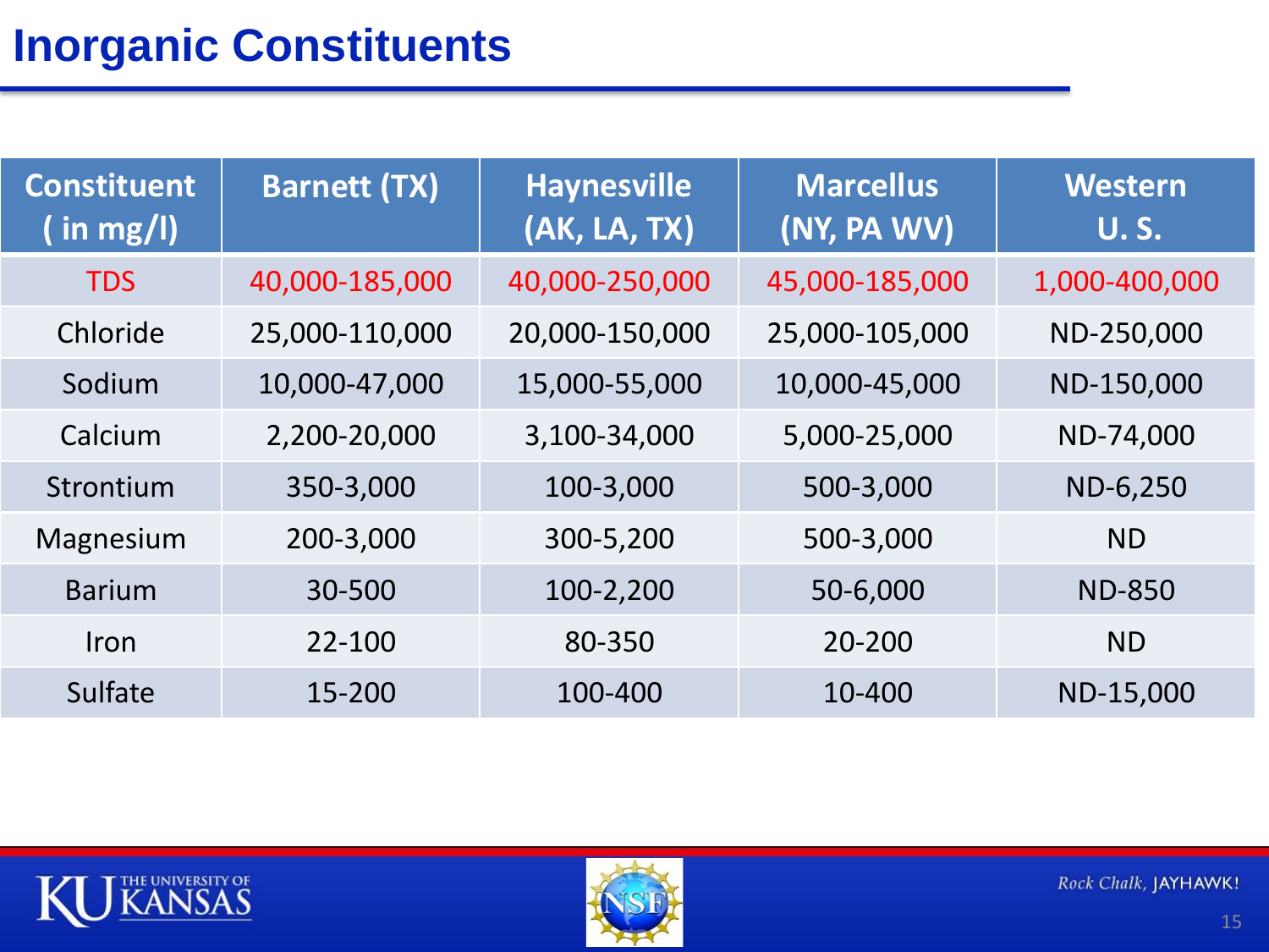# Inorganic Constituents

| Constituent ( in mg/l) | Barnett (TX) | Haynesville (AK, LA, TX) | Marcellus (NY, PA WV) | Western U. S. |
|---|---|---|---|---|
| TDS | 40,000-185,000 | 40,000-250,000 | 45,000-185,000 | 1,000-400,000 |
| Chloride | 25,000-110,000 | 20,000-150,000 | 25,000-105,000 | ND-250,000 |
| Sodium | 10,000-47,000 | 15,000-55,000 | 10,000-45,000 | ND-150,000 |
| Calcium | 2,200-20,000 | 3,100-34,000 | 5,000-25,000 | ND-74,000 |
| Strontium | 350-3,000 | 100-3,000 | 500-3,000 | ND-6,250 |
| Magnesium | 200-3,000 | 300-5,200 | 500-3,000 | ND |
| Barium | 30-500 | 100-2,200 | 50-6,000 | ND-850 |
| Iron | 22-100 | 80-350 | 20-200 | ND |
| Sulfate | 15-200 | 100-400 | 10-400 | ND-15,000 |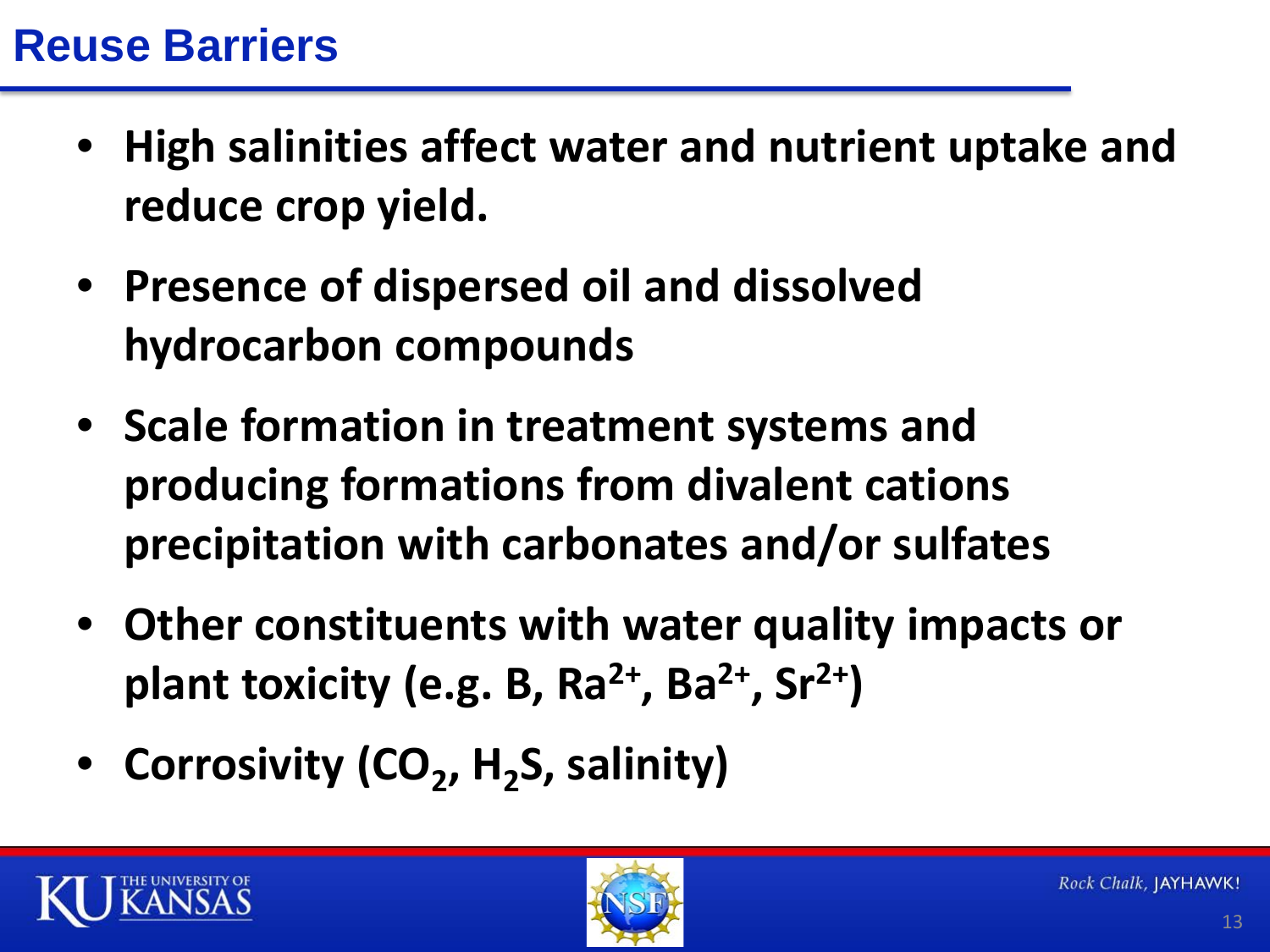# Reuse Barriers

- **High salinities affect water and nutrient uptake and reduce crop yield.**
- **Presence of dispersed oil and dissolved hydrocarbon compounds**
- **Scale formation in treatment systems and producing formations from divalent cations precipitation with carbonates and/or sulfates**
- **Other constituents with water quality impacts or plant toxicity (e.g. B, $Ra^{2+}$, $Ba^{2+}$, $Sr^{2+}$)**
- **Corrosivity ($CO_2$, $H_2S$, salinity)**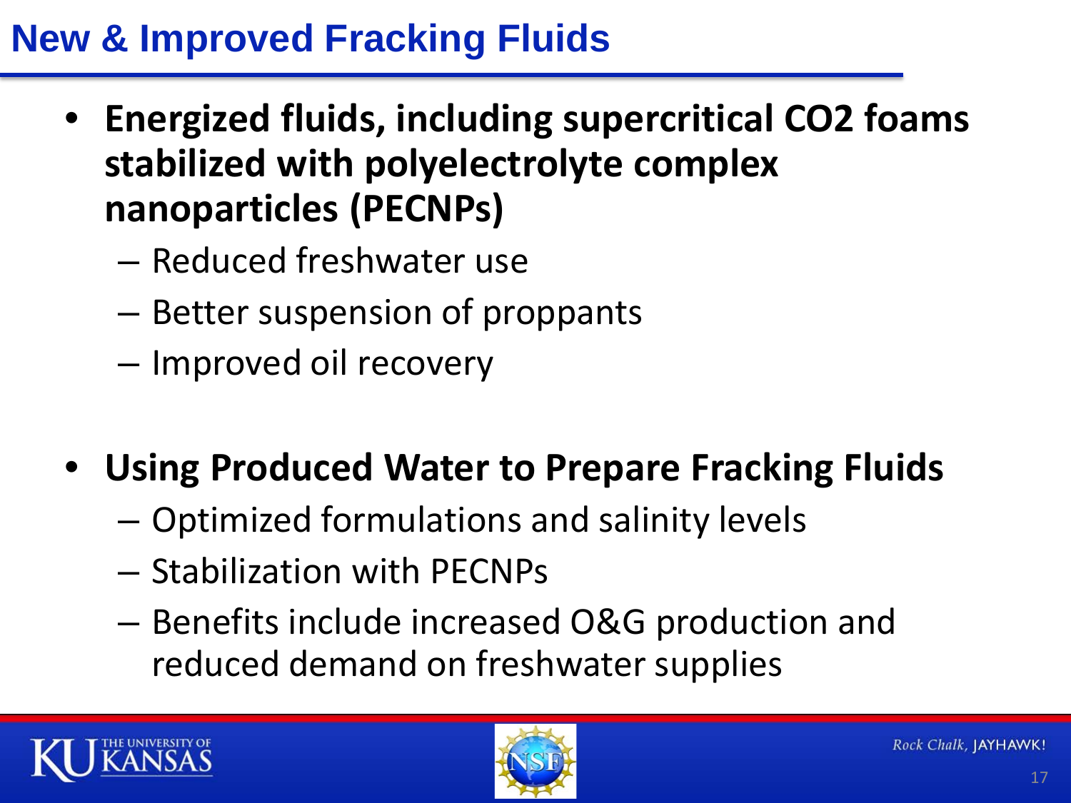# New & Improved Fracking Fluids

- **Energized fluids, including supercritical $CO_2$ foams stabilized with polyelectrolyte complex nanoparticles (PECNPs)**
  - Reduced freshwater use
  - Better suspension of proppants
  - Improved oil recovery

- **Using Produced Water to Prepare Fracking Fluids**
  - Optimized formulations and salinity levels
  - Stabilization with PECNPs
  - Benefits include increased O&G production and reduced demand on freshwater supplies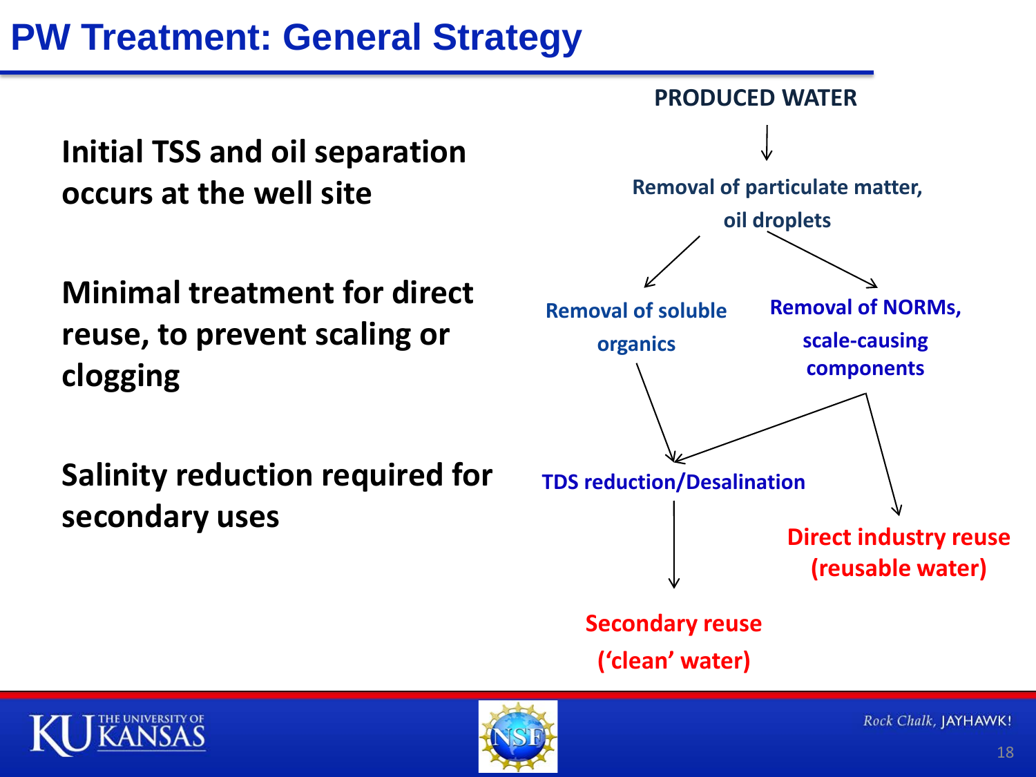# PW Treatment: General Strategy

**Initial TSS and oil separation occurs at the well site**

**Minimal treatment for direct reuse, to prevent scaling or clogging**

**Salinity reduction required for secondary uses**

**PRODUCED WATER**

↓

**Removal of particulate matter, oil droplets**

↙ ↘

**Removal of soluble organics** | **Removal of NORMs, scale-causing components**

↓

**TDS reduction/Desalination**

↓

**Secondary reuse ('clean' water)**

**Direct industry reuse (reusable water)**

*Rock Chalk,* JAYHAWK!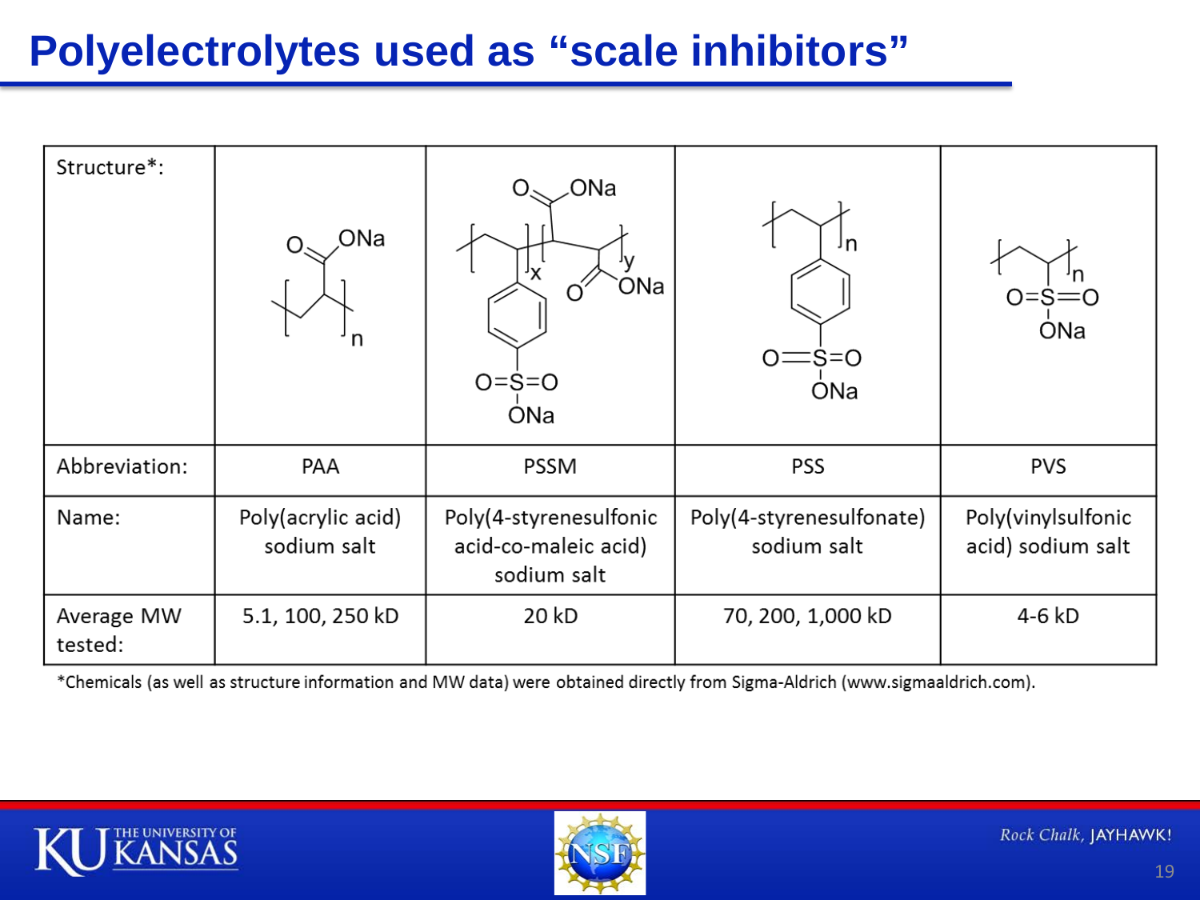# Polyelectrolytes used as “scale inhibitors”

| Structure*: | | | | |
|---|---|---|---|---|
| Abbreviation: | PAA | PSSM | PSS | PVS |
| Name: | Poly(acrylic acid) sodium salt | Poly(4-styrenesulfonic acid-co-maleic acid) sodium salt | Poly(4-styrenesulfonate) sodium salt | Poly(vinylsulfonic acid) sodium salt |
| Average MW tested: | 5.1, 100, 250 kD | 20 kD | 70, 200, 1,000 kD | 4-6 kD |

*Chemicals (as well as structure information and MW data) were obtained directly from Sigma-Aldrich (www.sigmaaldrich.com).

Rock Chalk, JAYHAWK!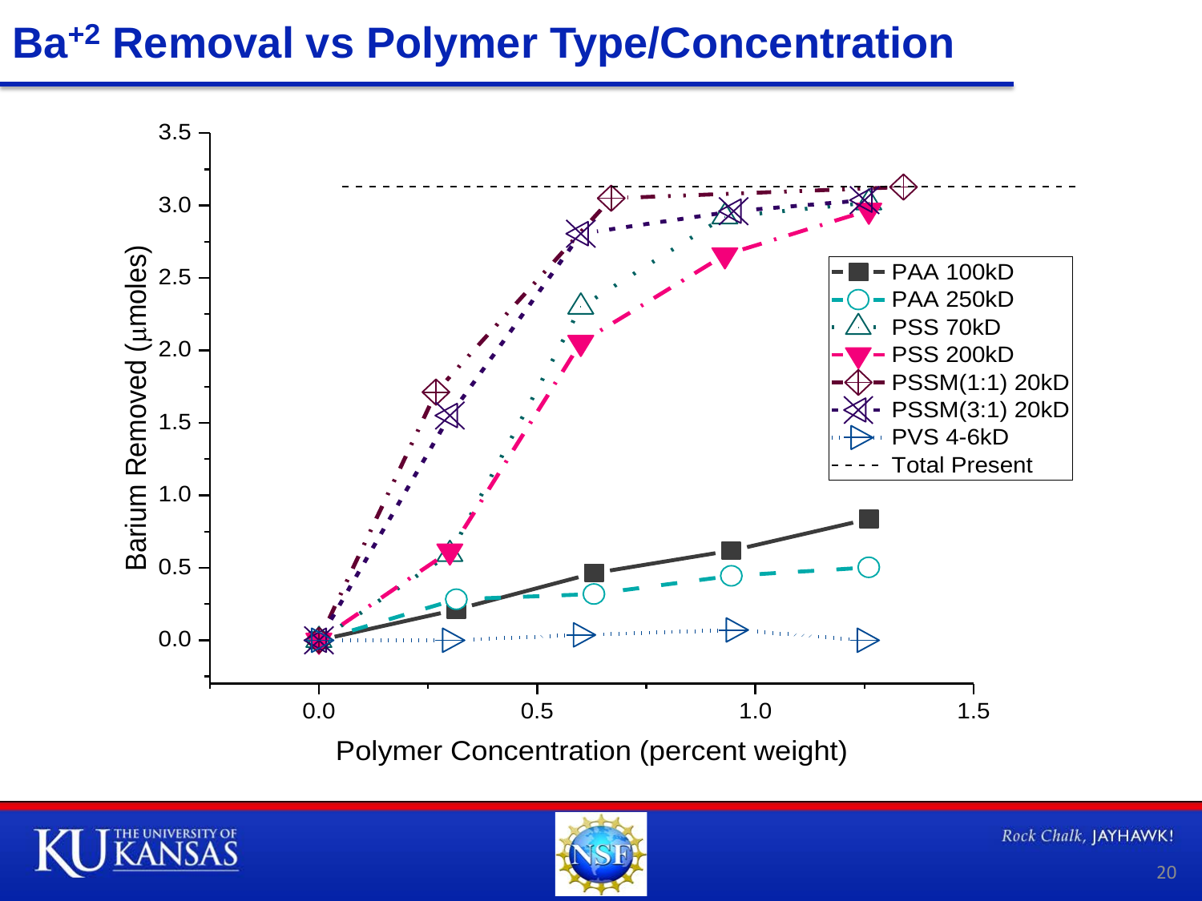# $Ba^{+2}$ Removal vs Polymer Type/Concentration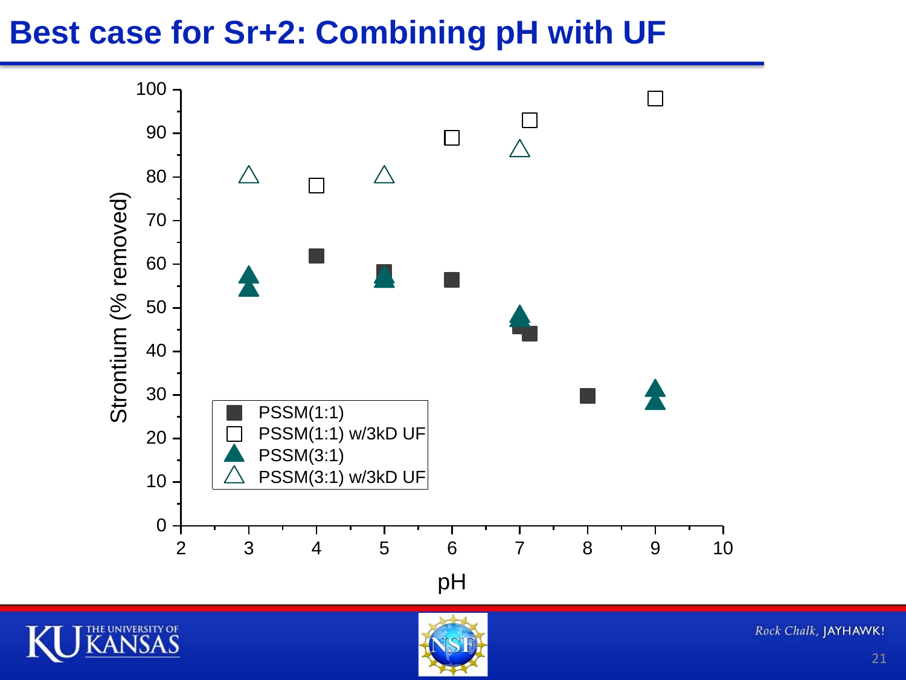# Best case for $Sr^{+2}$: Combining pH with UF

Strontium (% removed) vs. pH

Legend:
- PSSM(1:1)
- PSSM(1:1) w/3kD UF
- PSSM(3:1)
- PSSM(3:1) w/3kD UF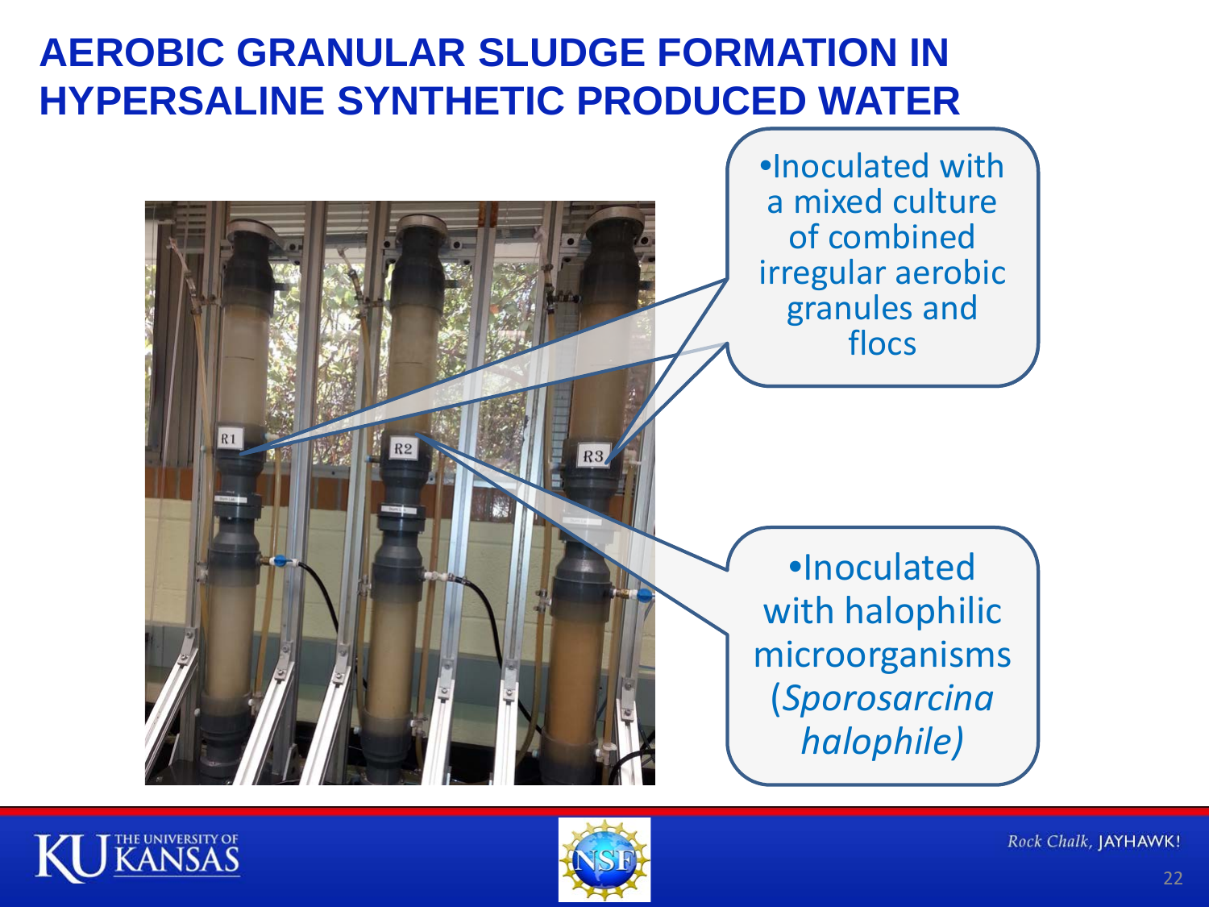# AEROBIC GRANULAR SLUDGE FORMATION IN HYPERSALINE SYNTHETIC PRODUCED WATER

- Inoculated with a mixed culture of combined irregular aerobic granules and flocs

- Inoculated with halophilic microorganisms (*Sporosarcina halophile)*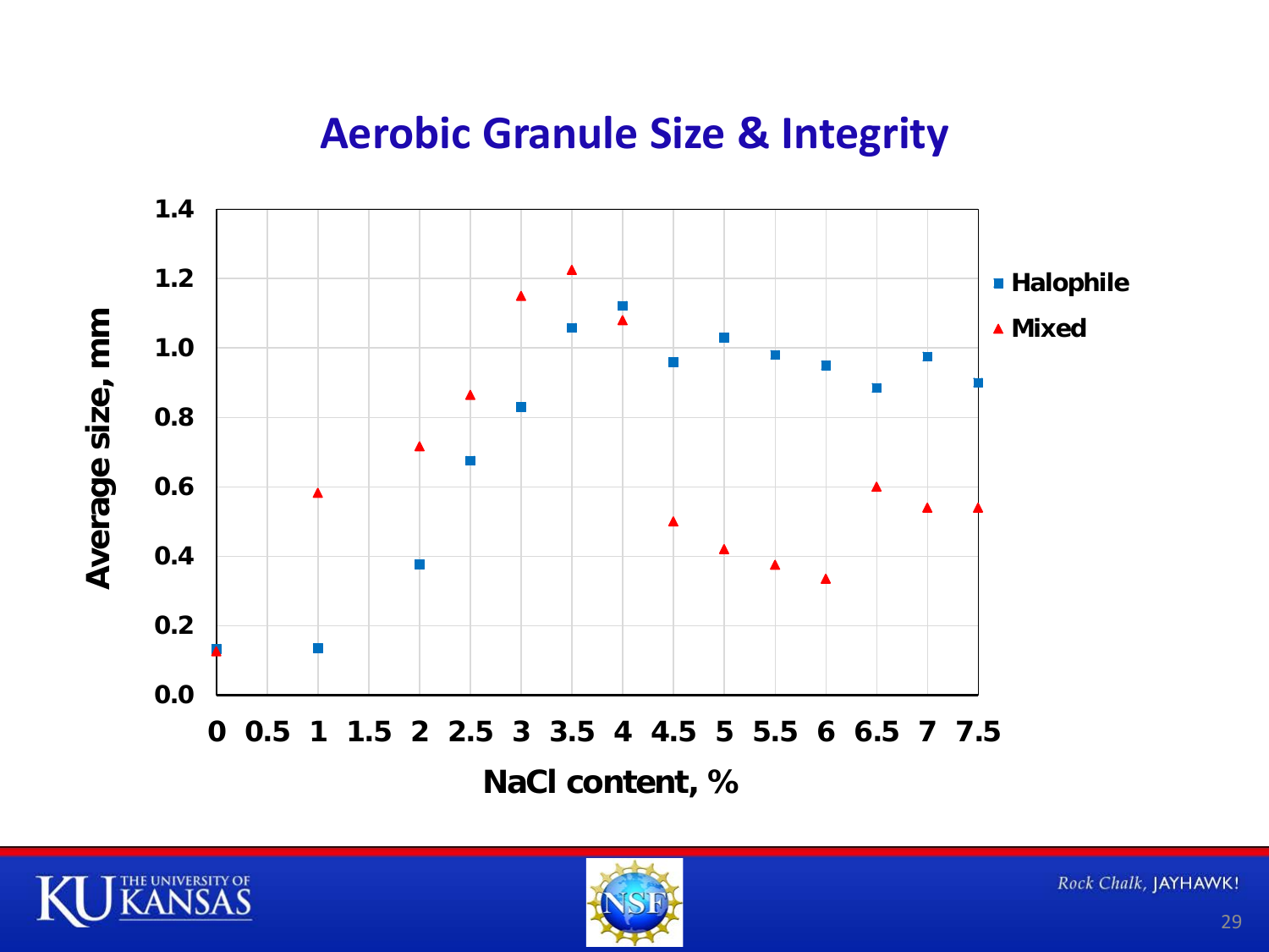# Aerobic Granule Size & Integrity

Average size, mm

NaCl content, %

Halophile

Mixed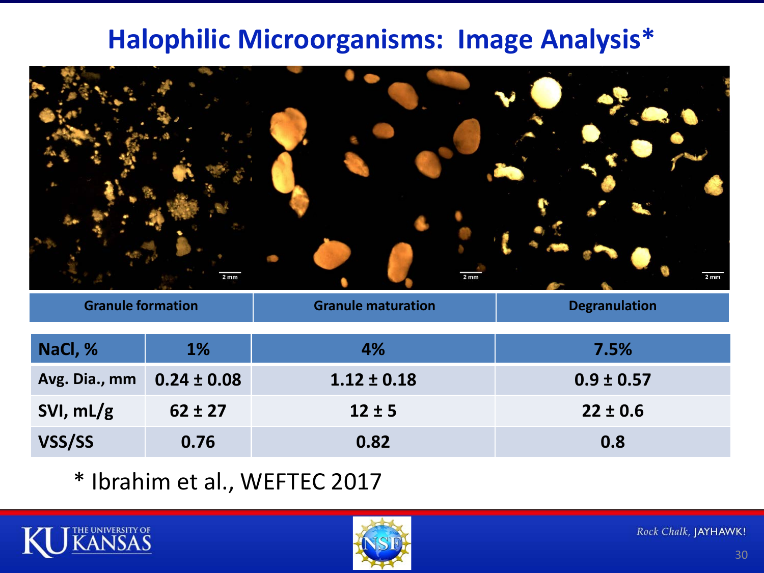# Halophilic Microorganisms: Image Analysis*

| Granule formation | Granule maturation | Degranulation |
|---|---|---|

| NaCl, % | 1% | 4% | 7.5% |
|---|---|---|---|
| Avg. Dia., mm | 0.24 ± 0.08 | 1.12 ± 0.18 | 0.9 ± 0.57 |
| SVI, mL/g | 62 ± 27 | 12 ± 5 | 22 ± 0.6 |
| VSS/SS | 0.76 | 0.82 | 0.8 |

* Ibrahim et al., WEFTEC 2017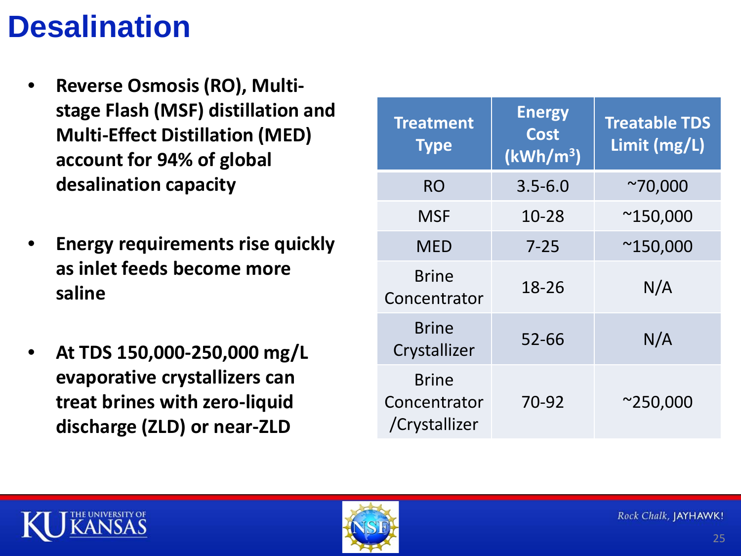# Desalination

- **Reverse Osmosis (RO), Multi-stage Flash (MSF) distillation and Multi-Effect Distillation (MED) account for 94% of global desalination capacity**
- **Energy requirements rise quickly as inlet feeds become more saline**
- **At TDS 150,000-250,000 mg/L evaporative crystallizers can treat brines with zero-liquid discharge (ZLD) or near-ZLD**

| Treatment Type | Energy Cost ($kWh/m^3$) | Treatable TDS Limit (mg/L) |
|---|---|---|
| RO | 3.5-6.0 | ~70,000 |
| MSF | 10-28 | ~150,000 |
| MED | 7-25 | ~150,000 |
| Brine Concentrator | 18-26 | N/A |
| Brine Crystallizer | 52-66 | N/A |
| Brine Concentrator /Crystallizer | 70-92 | ~250,000 |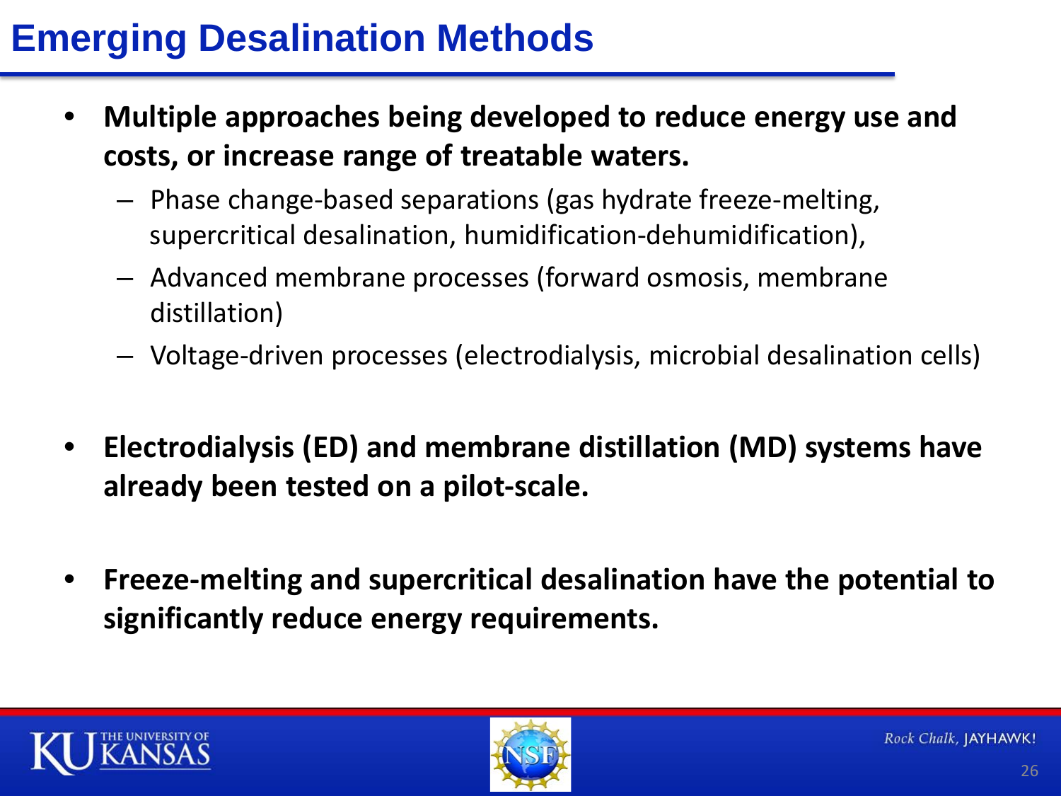# Emerging Desalination Methods

- **Multiple approaches being developed to reduce energy use and costs, or increase range of treatable waters.**
  - Phase change-based separations (gas hydrate freeze-melting, supercritical desalination, humidification-dehumidification),
  - Advanced membrane processes (forward osmosis, membrane distillation)
  - Voltage-driven processes (electrodialysis, microbial desalination cells)

- **Electrodialysis (ED) and membrane distillation (MD) systems have already been tested on a pilot-scale.**

- **Freeze-melting and supercritical desalination have the potential to significantly reduce energy requirements.**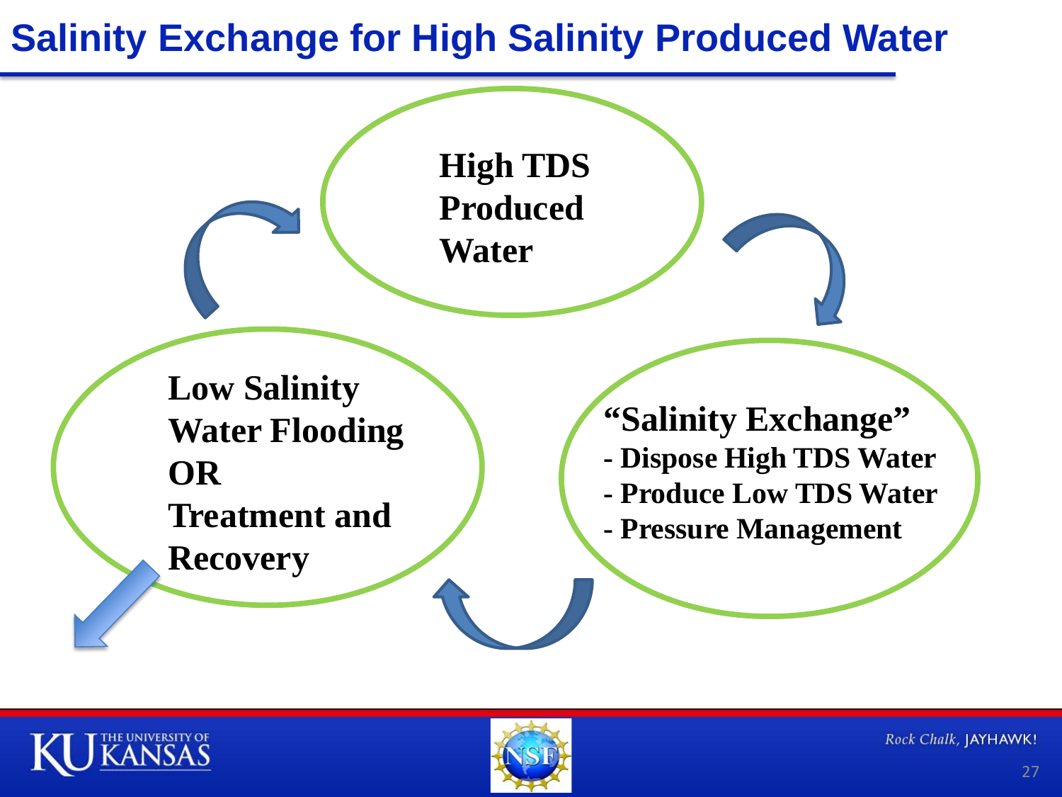# Salinity Exchange for High Salinity Produced Water

**High TDS Produced Water**

**"Salinity Exchange"**

- **Dispose High TDS Water**
- **Produce Low TDS Water**
- **Pressure Management**

**Low Salinity Water Flooding**

**OR**

**Treatment and Recovery**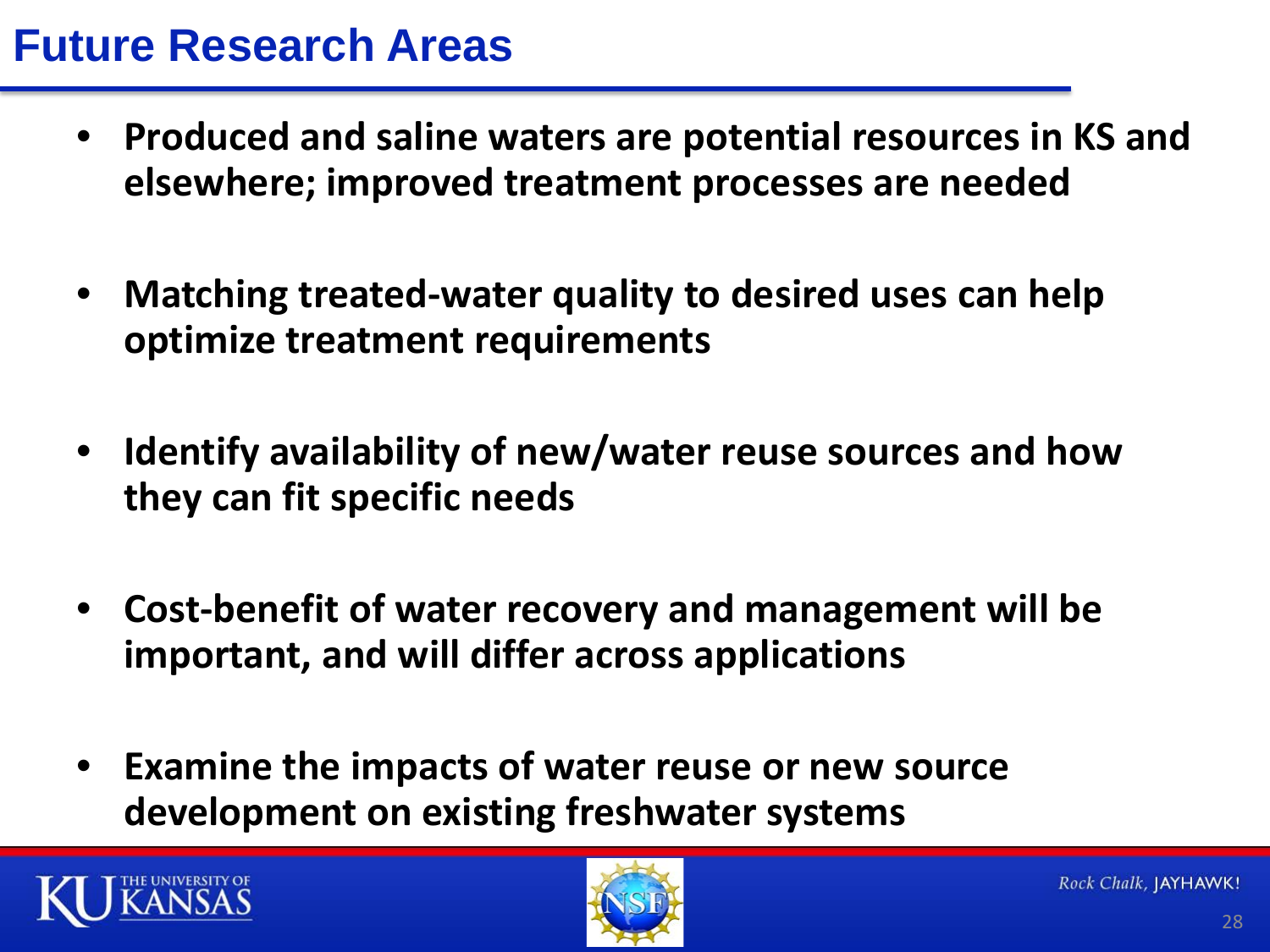# Future Research Areas

- **Produced and saline waters are potential resources in KS and elsewhere; improved treatment processes are needed**
- **Matching treated-water quality to desired uses can help optimize treatment requirements**
- **Identify availability of new/water reuse sources and how they can fit specific needs**
- **Cost-benefit of water recovery and management will be important, and will differ across applications**
- **Examine the impacts of water reuse or new source development on existing freshwater systems**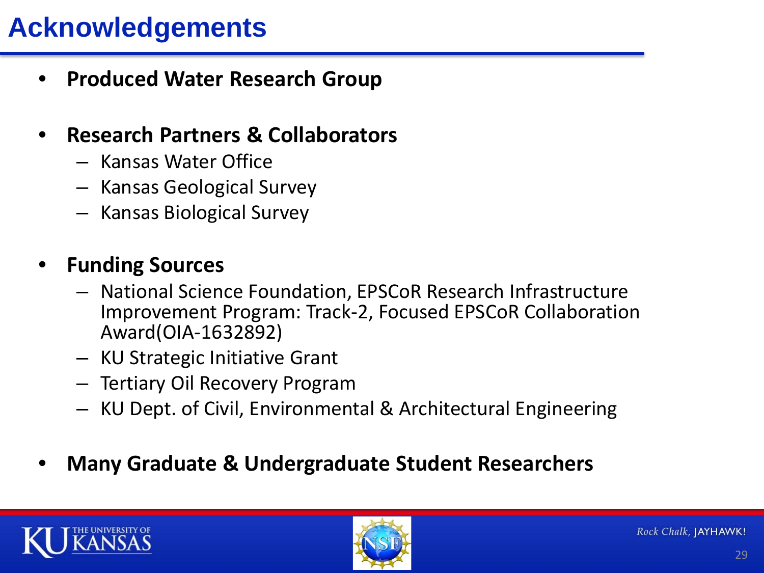# Acknowledgements

- **Produced Water Research Group**

- **Research Partners & Collaborators**
  - Kansas Water Office
  - Kansas Geological Survey
  - Kansas Biological Survey

- **Funding Sources**
  - National Science Foundation, EPSCoR Research Infrastructure Improvement Program: Track-2, Focused EPSCoR Collaboration Award(OIA-1632892)
  - KU Strategic Initiative Grant
  - Tertiary Oil Recovery Program
  - KU Dept. of Civil, Environmental & Architectural Engineering

- **Many Graduate & Undergraduate Student Researchers**